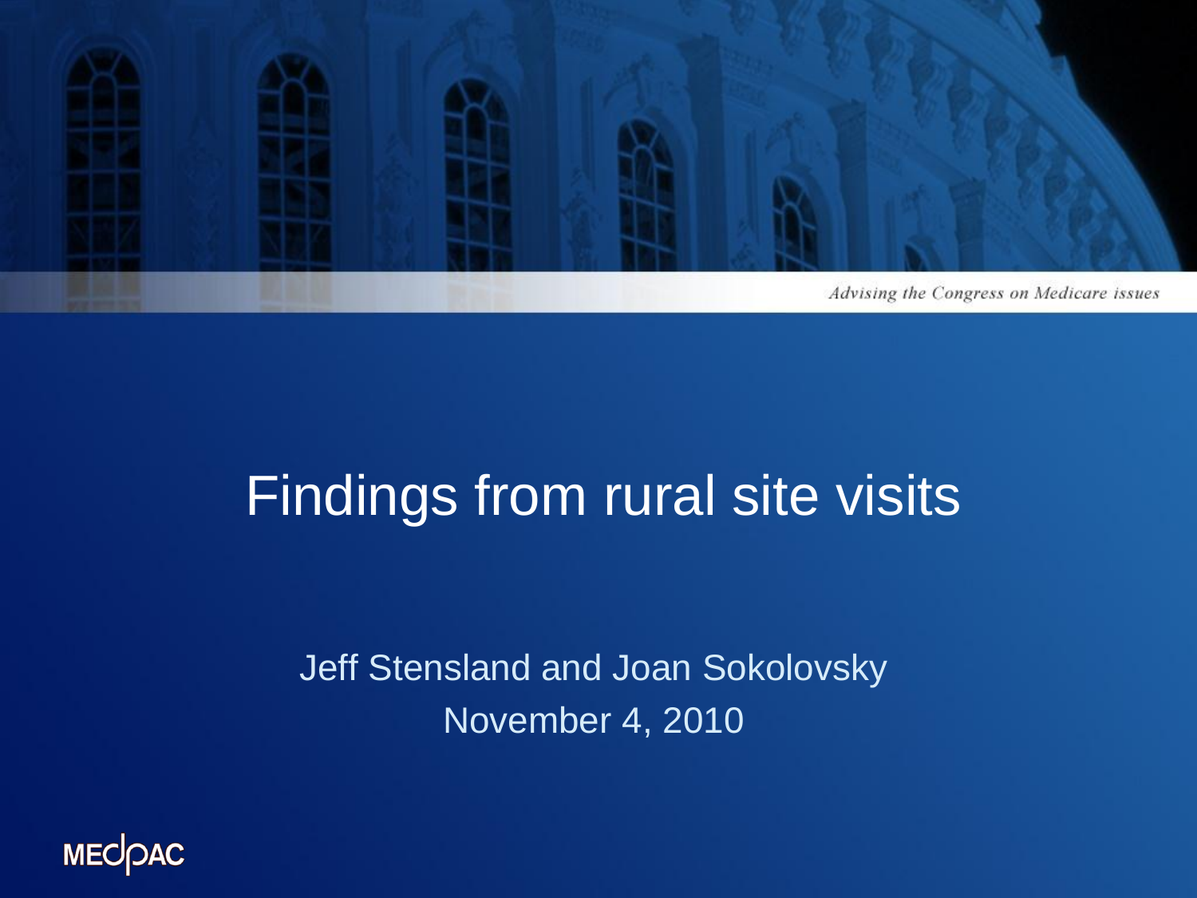Advising the Congress on Medicare issues

# Findings from rural site visits

Jeff Stensland and Joan Sokolovsky

November 4, 2010

MEDPAC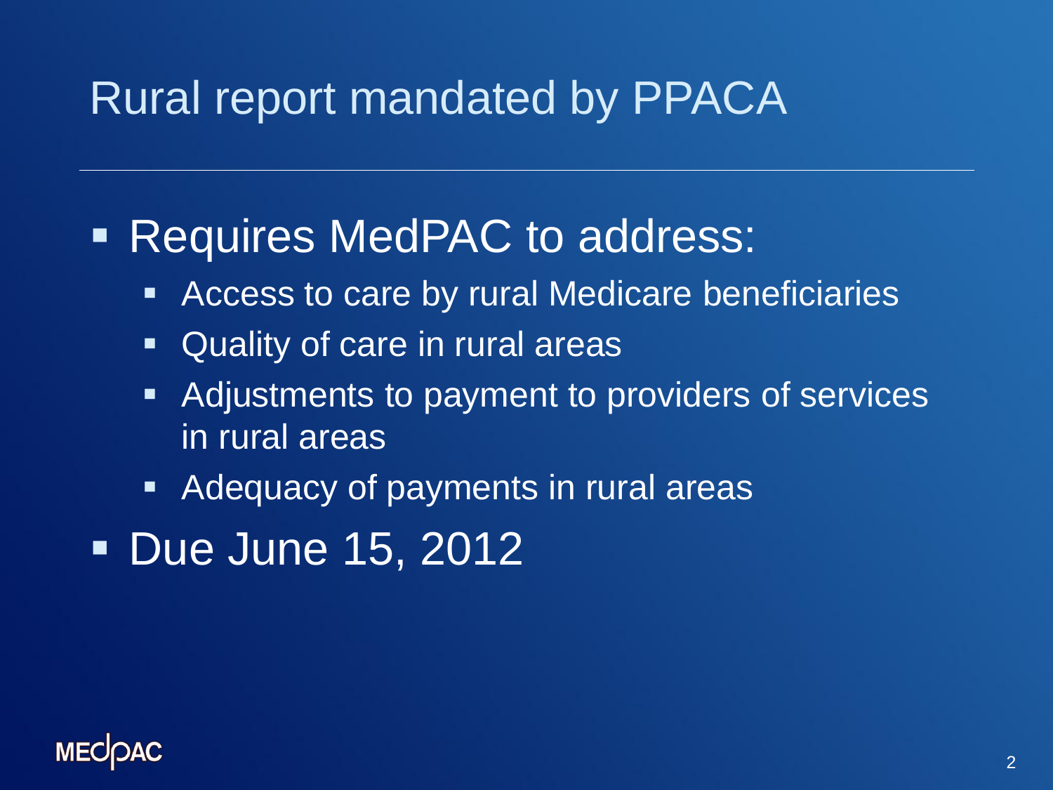# Rural report mandated by PPACA

- Requires MedPAC to address:
  - Access to care by rural Medicare beneficiaries
  - Quality of care in rural areas
  - Adjustments to payment to providers of services in rural areas
  - Adequacy of payments in rural areas
- Due June 15, 2012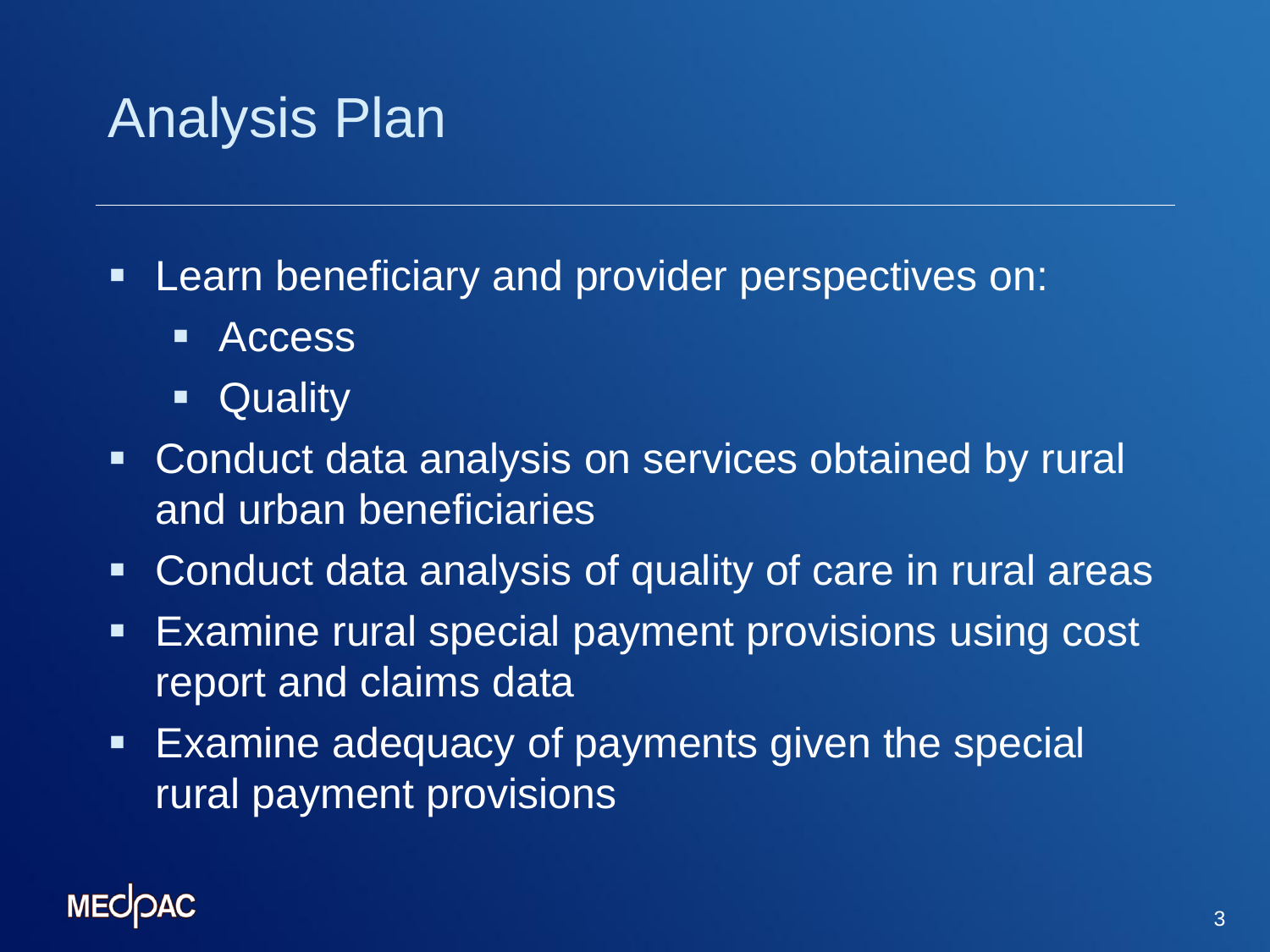# Analysis Plan

- Learn beneficiary and provider perspectives on:
  - Access
  - Quality
- Conduct data analysis on services obtained by rural and urban beneficiaries
- Conduct data analysis of quality of care in rural areas
- Examine rural special payment provisions using cost report and claims data
- Examine adequacy of payments given the special rural payment provisions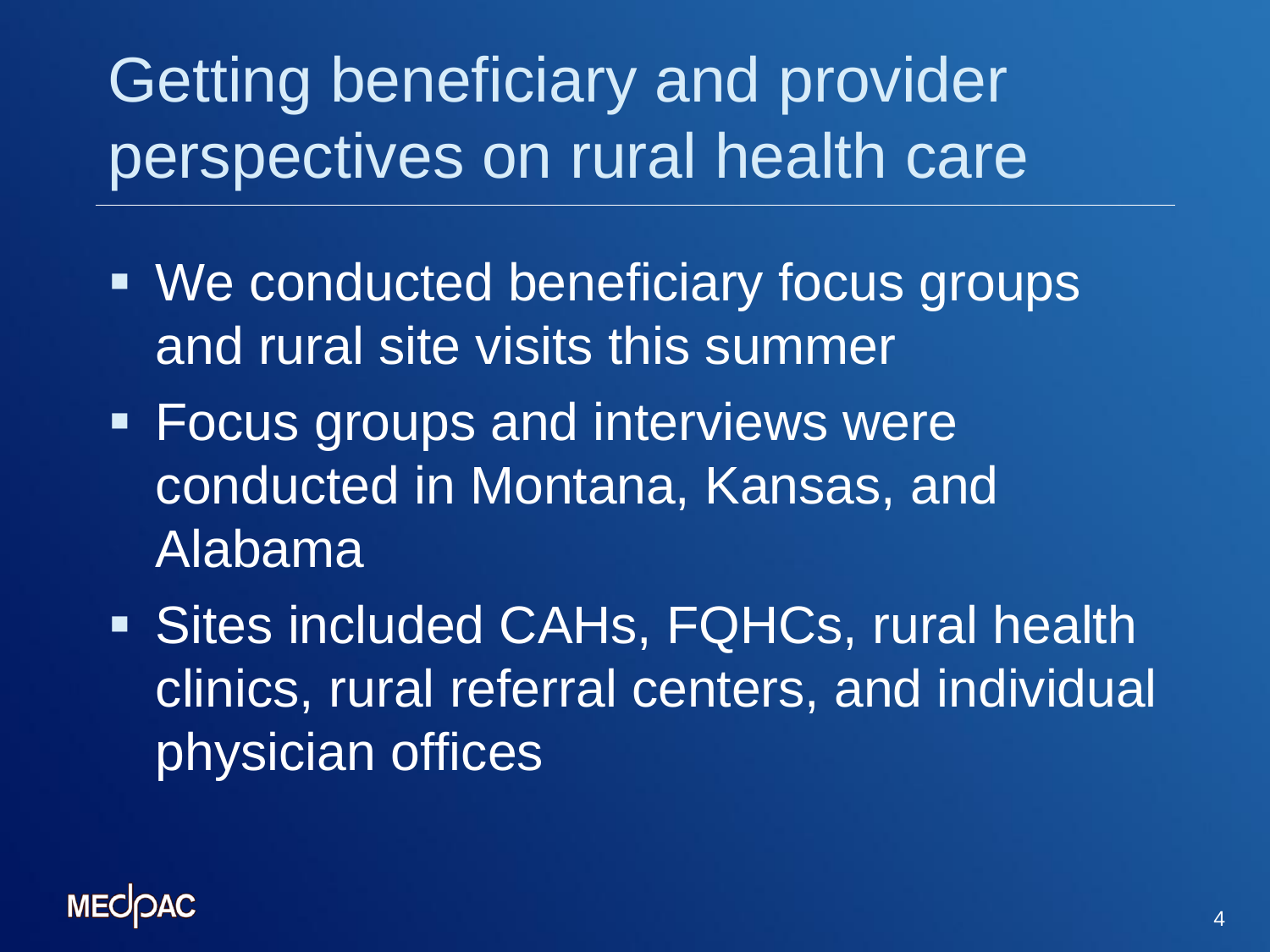# Getting beneficiary and provider perspectives on rural health care

- We conducted beneficiary focus groups and rural site visits this summer
- Focus groups and interviews were conducted in Montana, Kansas, and Alabama
- Sites included CAHs, FQHCs, rural health clinics, rural referral centers, and individual physician offices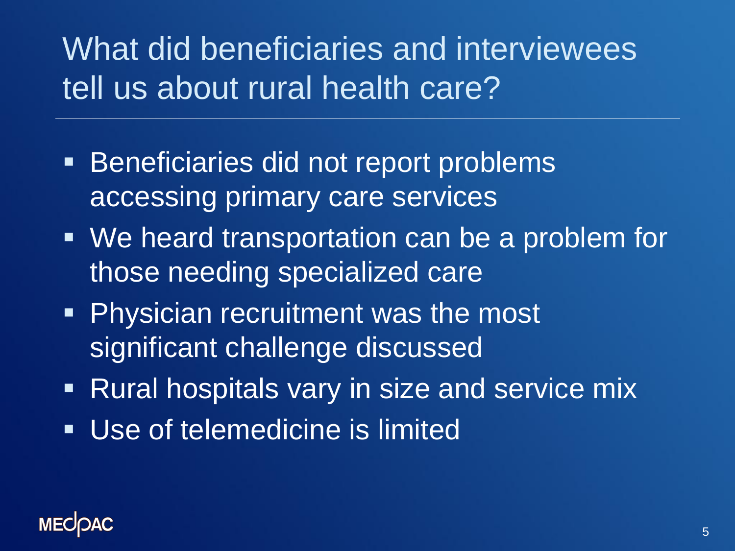# What did beneficiaries and interviewees tell us about rural health care?

- Beneficiaries did not report problems accessing primary care services
- We heard transportation can be a problem for those needing specialized care
- Physician recruitment was the most significant challenge discussed
- Rural hospitals vary in size and service mix
- Use of telemedicine is limited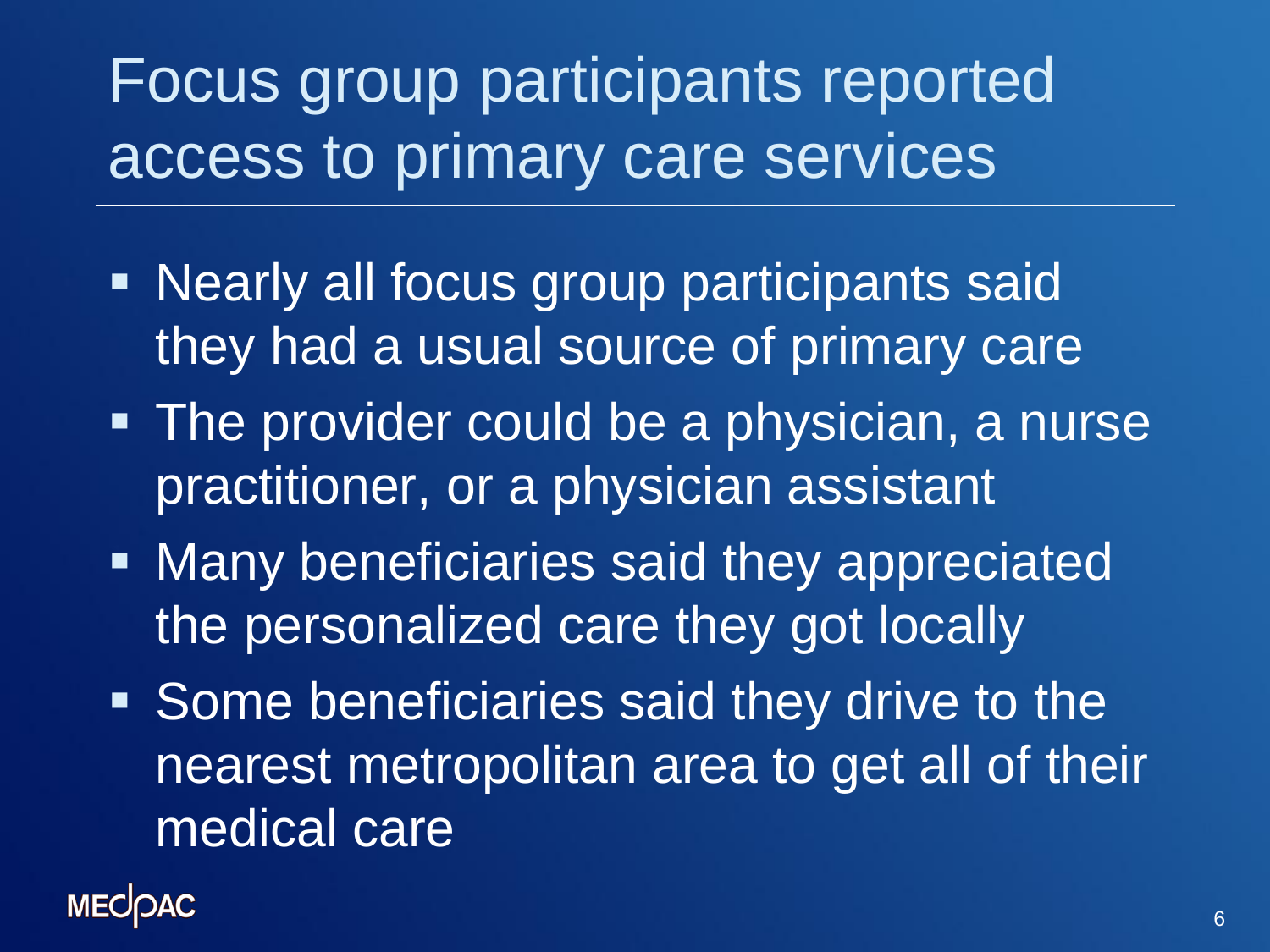# Focus group participants reported access to primary care services

- Nearly all focus group participants said they had a usual source of primary care
- The provider could be a physician, a nurse practitioner, or a physician assistant
- Many beneficiaries said they appreciated the personalized care they got locally
- Some beneficiaries said they drive to the nearest metropolitan area to get all of their medical care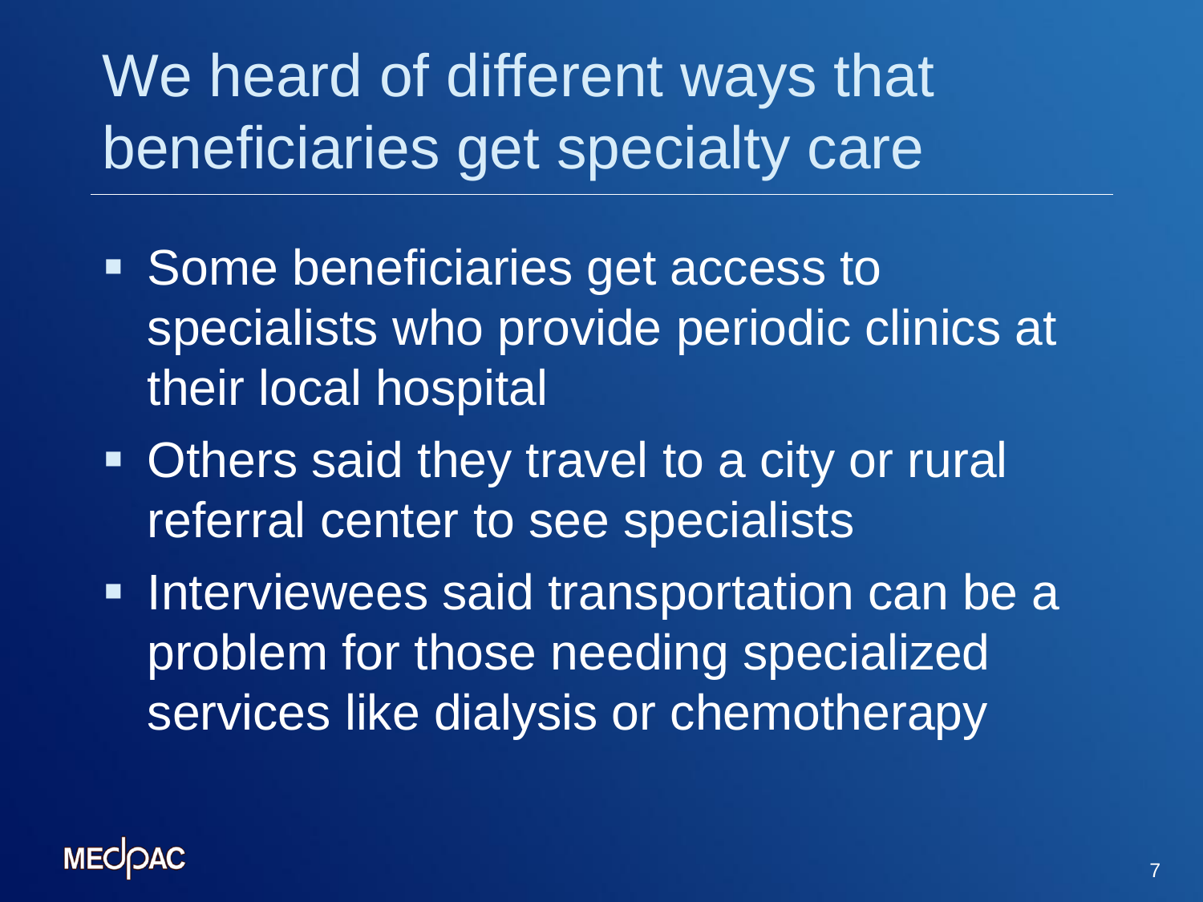# We heard of different ways that beneficiaries get specialty care

- Some beneficiaries get access to specialists who provide periodic clinics at their local hospital
- Others said they travel to a city or rural referral center to see specialists
- Interviewees said transportation can be a problem for those needing specialized services like dialysis or chemotherapy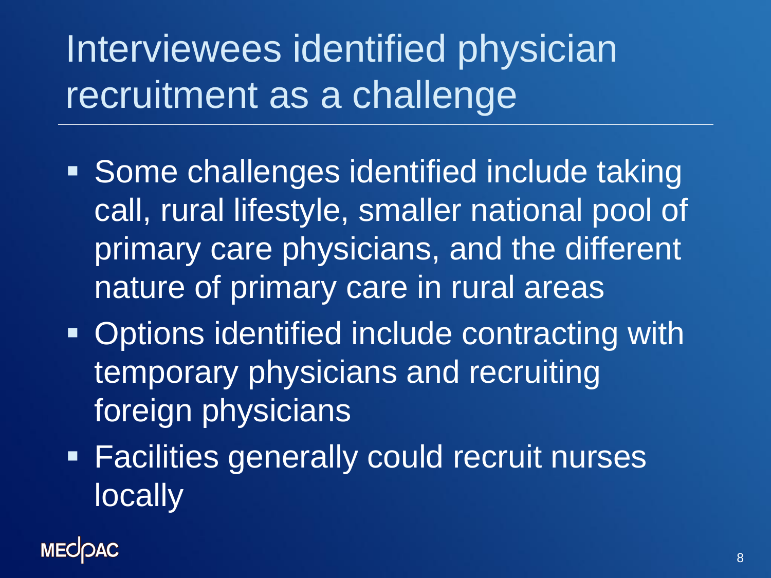# Interviewees identified physician recruitment as a challenge

- Some challenges identified include taking call, rural lifestyle, smaller national pool of primary care physicians, and the different nature of primary care in rural areas
- Options identified include contracting with temporary physicians and recruiting foreign physicians
- Facilities generally could recruit nurses locally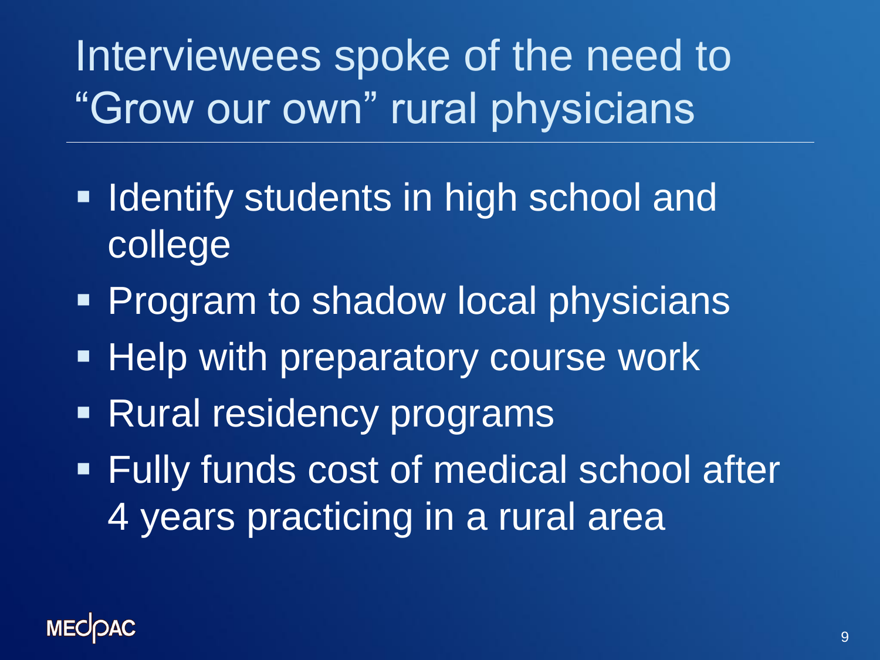# Interviewees spoke of the need to "Grow our own" rural physicians

- Identify students in high school and college
- Program to shadow local physicians
- Help with preparatory course work
- Rural residency programs
- Fully funds cost of medical school after 4 years practicing in a rural area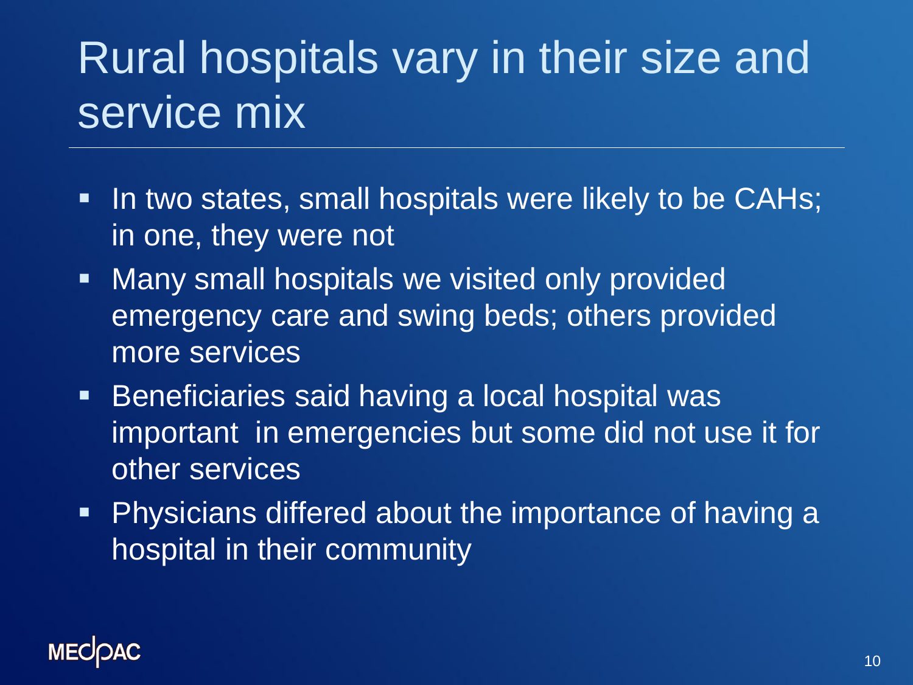# Rural hospitals vary in their size and service mix

- In two states, small hospitals were likely to be CAHs; in one, they were not
- Many small hospitals we visited only provided emergency care and swing beds; others provided more services
- Beneficiaries said having a local hospital was important in emergencies but some did not use it for other services
- Physicians differed about the importance of having a hospital in their community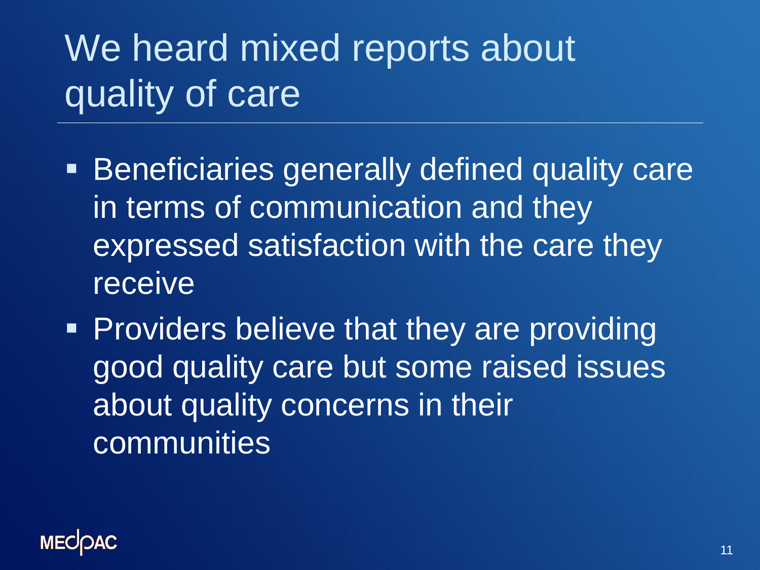# We heard mixed reports about quality of care

- Beneficiaries generally defined quality care in terms of communication and they expressed satisfaction with the care they receive
- Providers believe that they are providing good quality care but some raised issues about quality concerns in their communities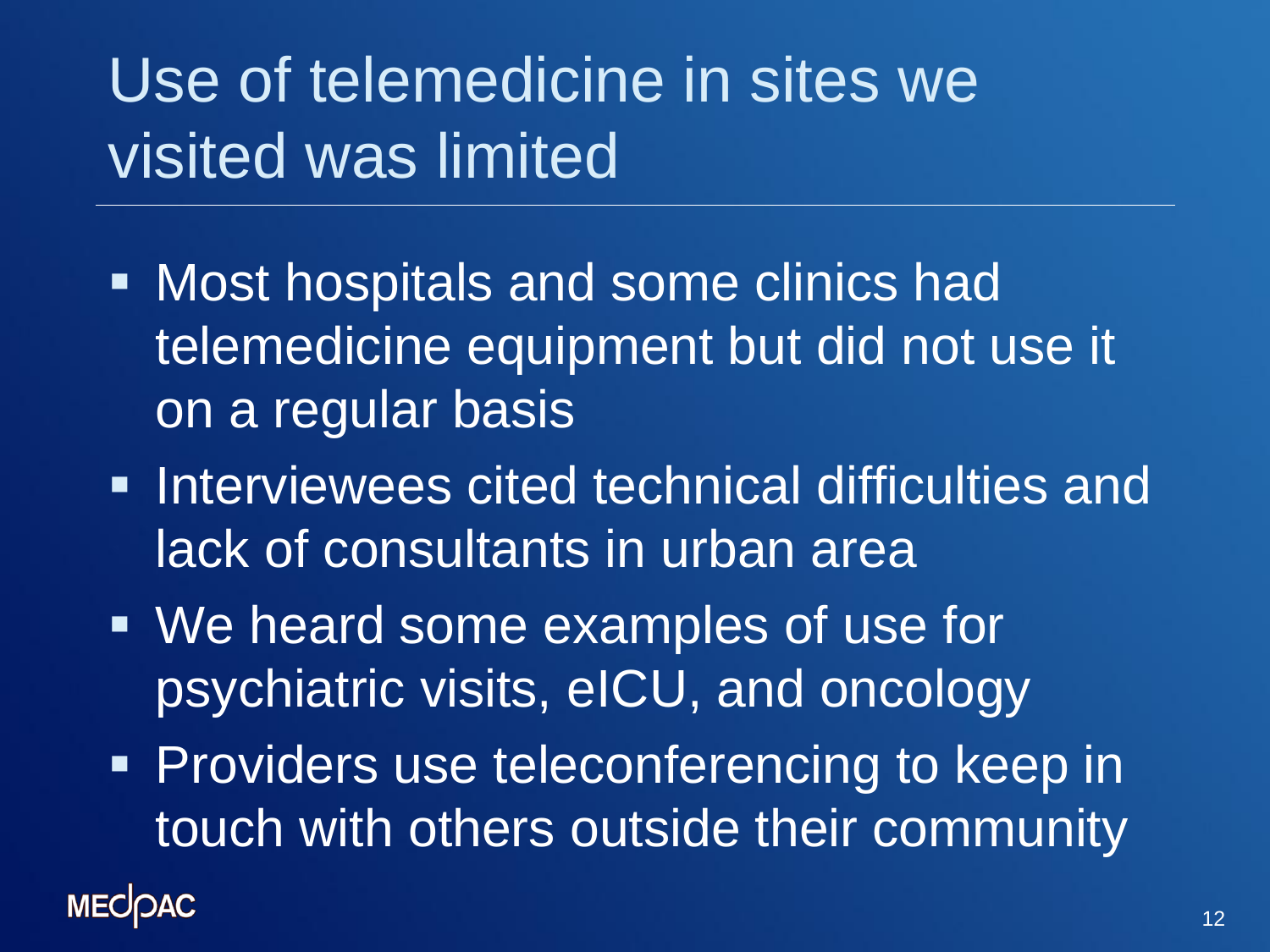# Use of telemedicine in sites we visited was limited

- Most hospitals and some clinics had telemedicine equipment but did not use it on a regular basis
- Interviewees cited technical difficulties and lack of consultants in urban area
- We heard some examples of use for psychiatric visits, eICU, and oncology
- Providers use teleconferencing to keep in touch with others outside their community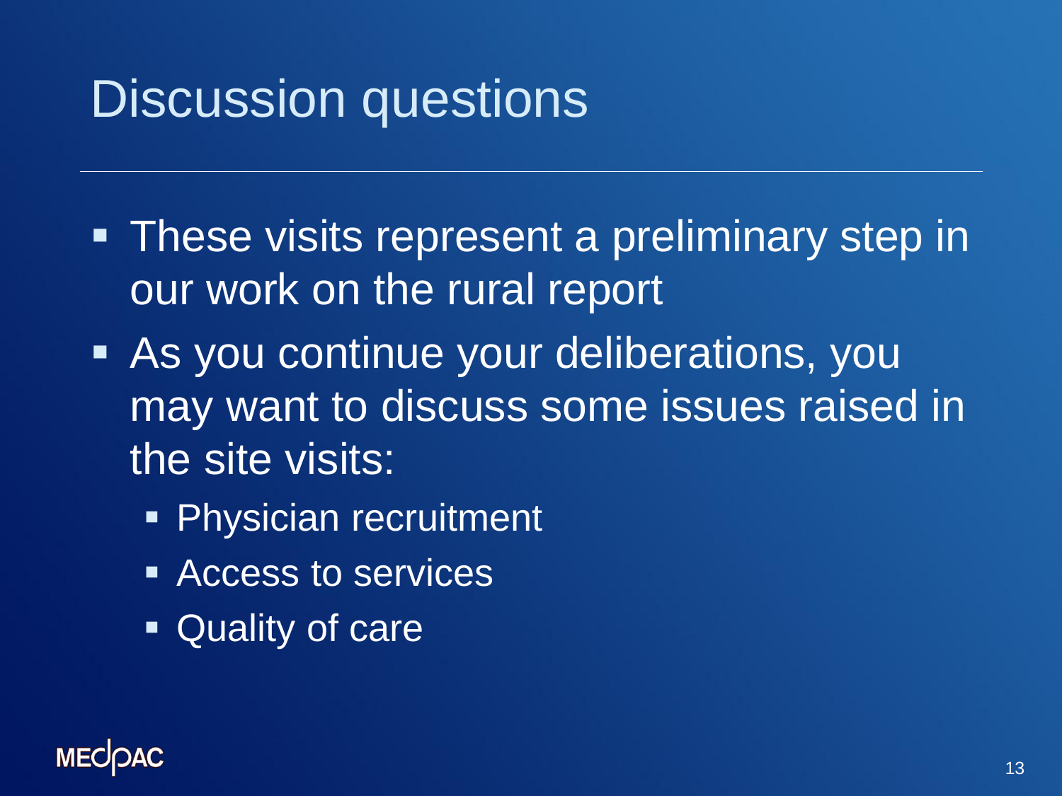# Discussion questions

- These visits represent a preliminary step in our work on the rural report
- As you continue your deliberations, you may want to discuss some issues raised in the site visits:
  - Physician recruitment
  - Access to services
  - Quality of care